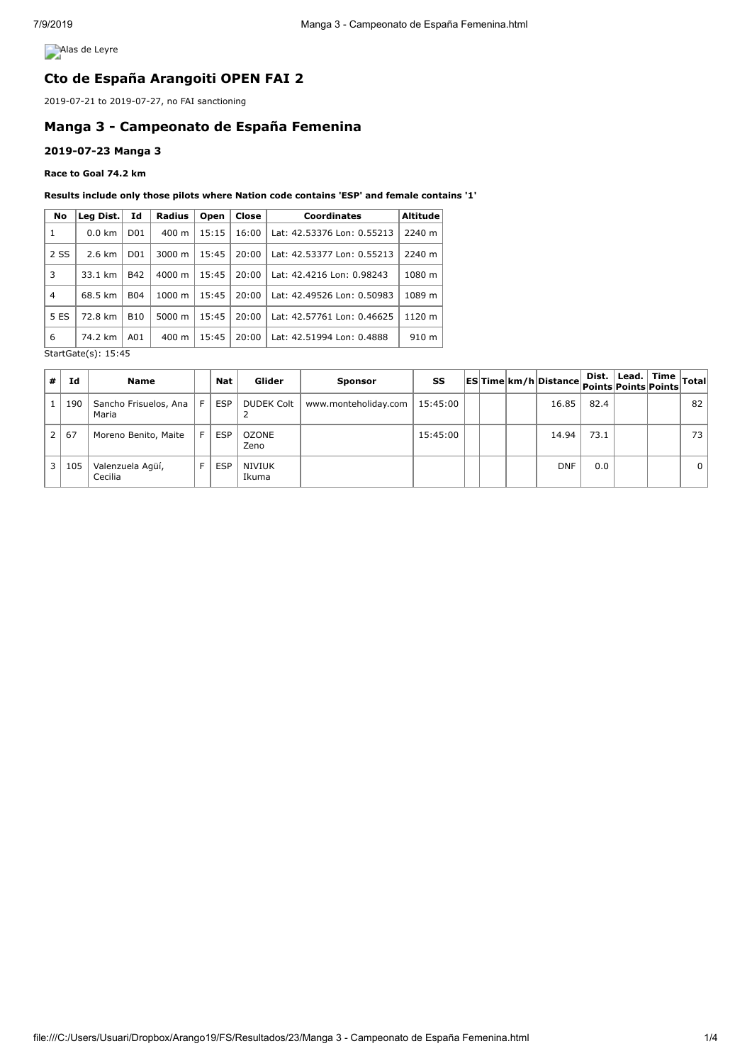Alas de Leyre

## Cto de España Arangoiti OPEN FAI 2

2019-07-21 to 2019-07-27, no FAI sanctioning

## Manga 3 - Campeonato de España Femenina

### 2019-07-23 Manga 3

**Race to Goal 74.2 km**

**Results include only those pilots where Nation code contains 'ESP' and female contains '1'**

| No | Leg Dist. | Id | Radius | Open | Close | Coordinates | Altitude |
|---|---|---|---|---|---|---|---|
| 1 | 0.0 km | D01 | 400 m | 15:15 | 16:00 | Lat: 42.53376 Lon: 0.55213 | 2240 m |
| 2 SS | 2.6 km | D01 | 3000 m | 15:45 | 20:00 | Lat: 42.53377 Lon: 0.55213 | 2240 m |
| 3 | 33.1 km | B42 | 4000 m | 15:45 | 20:00 | Lat: 42.4216 Lon: 0.98243 | 1080 m |
| 4 | 68.5 km | B04 | 1000 m | 15:45 | 20:00 | Lat: 42.49526 Lon: 0.50983 | 1089 m |
| 5 ES | 72.8 km | B10 | 5000 m | 15:45 | 20:00 | Lat: 42.57761 Lon: 0.46625 | 1120 m |
| 6 | 74.2 km | A01 | 400 m | 15:45 | 20:00 | Lat: 42.51994 Lon: 0.4888 | 910 m |

StartGate(s): 15:45

| # | Id | Name | | Nat | Glider | Sponsor | SS | ES | Time | km/h | Distance | Dist. Points | Lead. Points | Time Points | Total |
|---|---|---|---|---|---|---|---|---|---|---|---|---|---|---|---|
| 1 | 190 | Sancho Frisuelos, Ana Maria | F | ESP | DUDEK Colt 2 | www.monteholiday.com | 15:45:00 | | | | 16.85 | 82.4 | | | 82 |
| 2 | 67 | Moreno Benito, Maite | F | ESP | OZONE Zeno | | 15:45:00 | | | | 14.94 | 73.1 | | | 73 |
| 3 | 105 | Valenzuela Agüí, Cecilia | F | ESP | NIVIUK Ikuma | | | | | | DNF | 0.0 | | | 0 |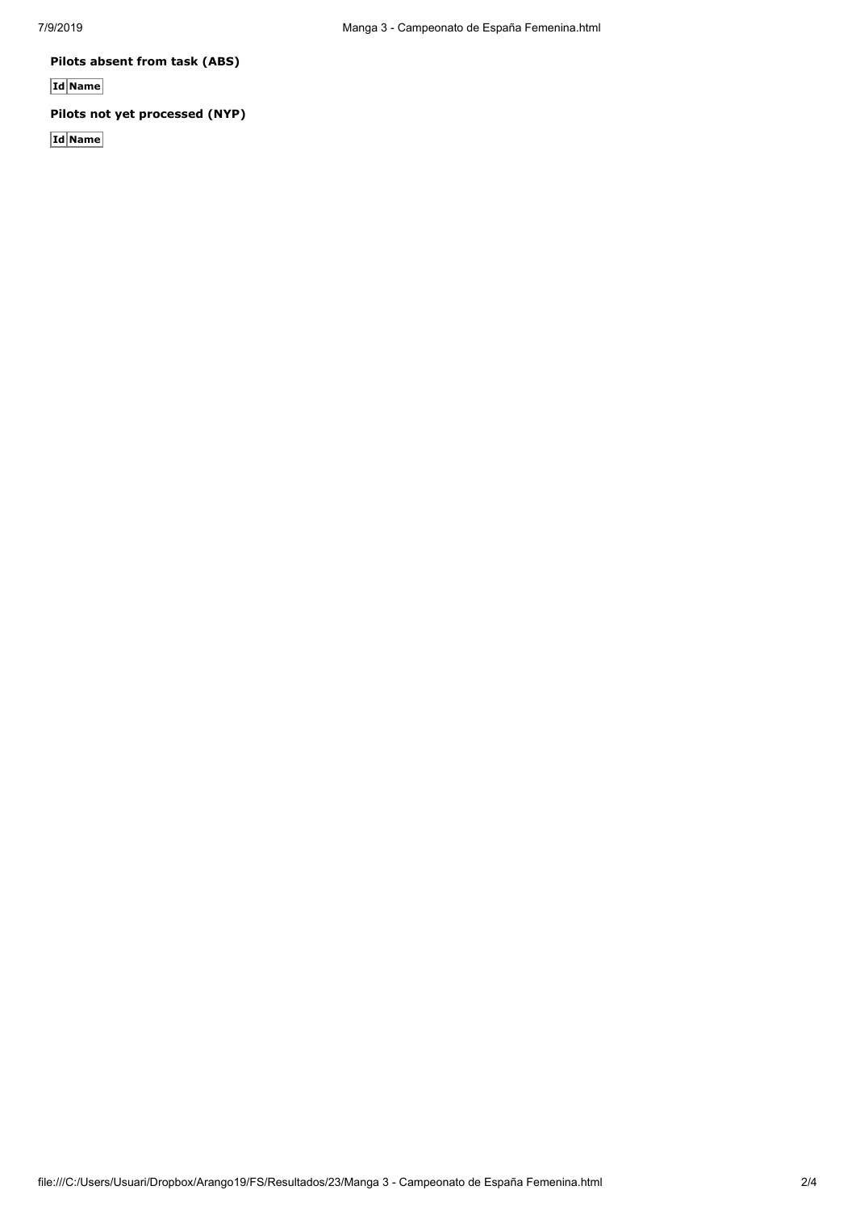**Pilots absent from task (ABS)**

| Id | Name |
|---|---|

**Pilots not yet processed (NYP)**

| Id | Name |
|---|---|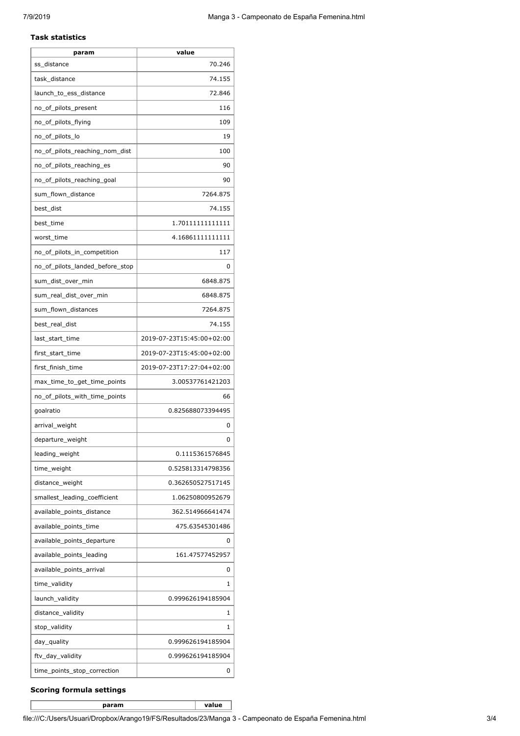**Task statistics**

| param | value |
|---|---|
| ss_distance | 70.246 |
| task_distance | 74.155 |
| launch_to_ess_distance | 72.846 |
| no_of_pilots_present | 116 |
| no_of_pilots_flying | 109 |
| no_of_pilots_lo | 19 |
| no_of_pilots_reaching_nom_dist | 100 |
| no_of_pilots_reaching_es | 90 |
| no_of_pilots_reaching_goal | 90 |
| sum_flown_distance | 7264.875 |
| best_dist | 74.155 |
| best_time | 1.70111111111111 |
| worst_time | 4.16861111111111 |
| no_of_pilots_in_competition | 117 |
| no_of_pilots_landed_before_stop | 0 |
| sum_dist_over_min | 6848.875 |
| sum_real_dist_over_min | 6848.875 |
| sum_flown_distances | 7264.875 |
| best_real_dist | 74.155 |
| last_start_time | 2019-07-23T15:45:00+02:00 |
| first_start_time | 2019-07-23T15:45:00+02:00 |
| first_finish_time | 2019-07-23T17:27:04+02:00 |
| max_time_to_get_time_points | 3.00537761421203 |
| no_of_pilots_with_time_points | 66 |
| goalratio | 0.825688073394495 |
| arrival_weight | 0 |
| departure_weight | 0 |
| leading_weight | 0.1115361576845 |
| time_weight | 0.525813314798356 |
| distance_weight | 0.362650527517145 |
| smallest_leading_coefficient | 1.06250800952679 |
| available_points_distance | 362.514966641474 |
| available_points_time | 475.63545301486 |
| available_points_departure | 0 |
| available_points_leading | 161.47577452957 |
| available_points_arrival | 0 |
| time_validity | 1 |
| launch_validity | 0.999626194185904 |
| distance_validity | 1 |
| stop_validity | 1 |
| day_quality | 0.999626194185904 |
| ftv_day_validity | 0.999626194185904 |
| time_points_stop_correction | 0 |

**Scoring formula settings**

| param | value |
|---|---|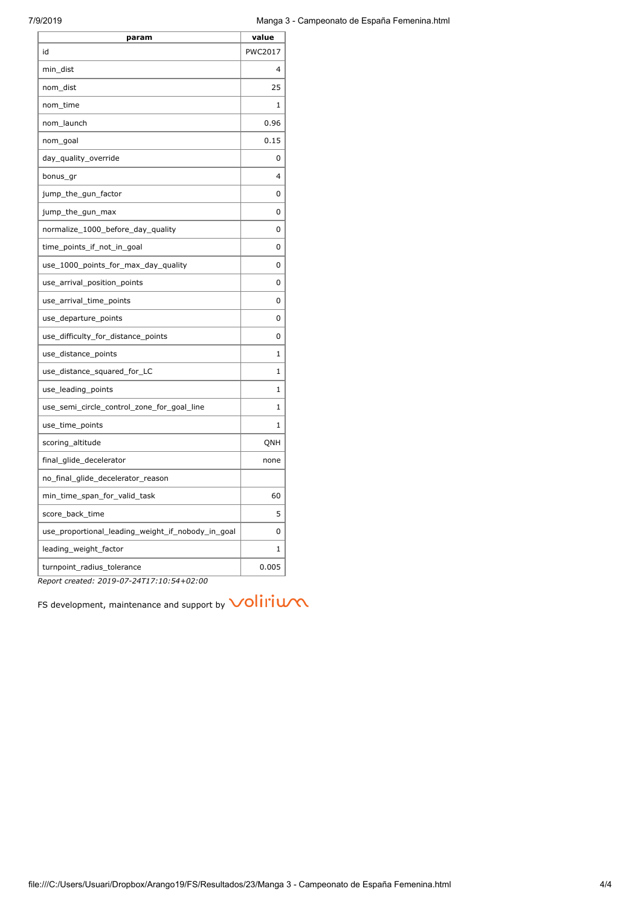| param | value |
|---|---|
| id | PWC2017 |
| min_dist | 4 |
| nom_dist | 25 |
| nom_time | 1 |
| nom_launch | 0.96 |
| nom_goal | 0.15 |
| day_quality_override | 0 |
| bonus_gr | 4 |
| jump_the_gun_factor | 0 |
| jump_the_gun_max | 0 |
| normalize_1000_before_day_quality | 0 |
| time_points_if_not_in_goal | 0 |
| use_1000_points_for_max_day_quality | 0 |
| use_arrival_position_points | 0 |
| use_arrival_time_points | 0 |
| use_departure_points | 0 |
| use_difficulty_for_distance_points | 0 |
| use_distance_points | 1 |
| use_distance_squared_for_LC | 1 |
| use_leading_points | 1 |
| use_semi_circle_control_zone_for_goal_line | 1 |
| use_time_points | 1 |
| scoring_altitude | QNH |
| final_glide_decelerator | none |
| no_final_glide_decelerator_reason | |
| min_time_span_for_valid_task | 60 |
| score_back_time | 5 |
| use_proportional_leading_weight_if_nobody_in_goal | 0 |
| leading_weight_factor | 1 |
| turnpoint_radius_tolerance | 0.005 |

*Report created: 2019-07-24T17:10:54+02:00*

FS development, maintenance and support by volirium